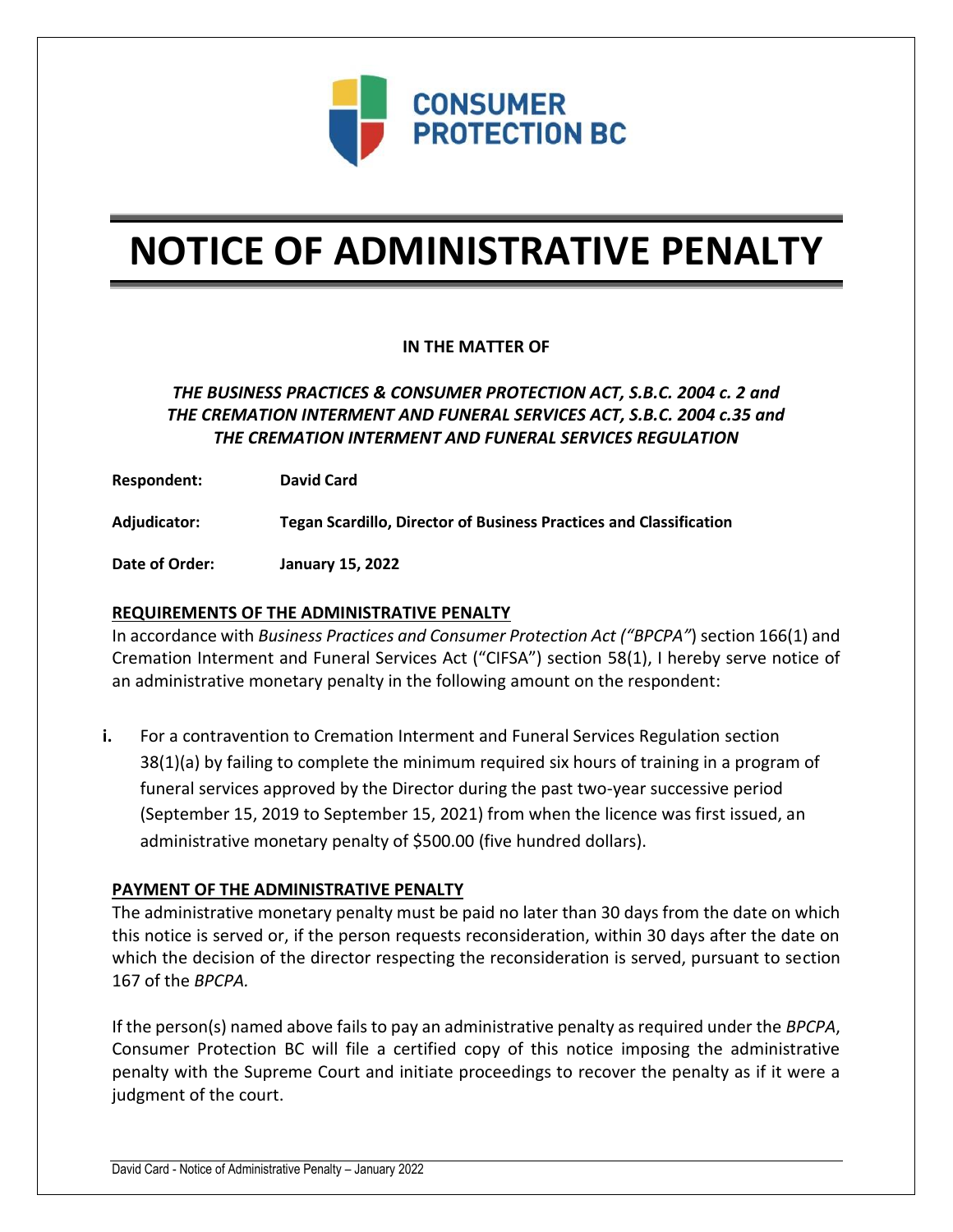# NOTICE OF ADMINISTRATIVE PENALTY

**IN THE MATTER OF**

***THE BUSINESS PRACTICES & CONSUMER PROTECTION ACT, S.B.C. 2004 c. 2 and THE CREMATION INTERMENT AND FUNERAL SERVICES ACT, S.B.C. 2004 c.35 and THE CREMATION INTERMENT AND FUNERAL SERVICES REGULATION***

**Respondent:** **David Card**

**Adjudicator:** **Tegan Scardillo, Director of Business Practices and Classification**

**Date of Order:** **January 15, 2022**

## REQUIREMENTS OF THE ADMINISTRATIVE PENALTY

In accordance with *Business Practices and Consumer Protection Act ("BPCPA"*) section 166(1) and Cremation Interment and Funeral Services Act ("CIFSA") section 58(1), I hereby serve notice of an administrative monetary penalty in the following amount on the respondent:

**i.** For a contravention to Cremation Interment and Funeral Services Regulation section 38(1)(a) by failing to complete the minimum required six hours of training in a program of funeral services approved by the Director during the past two-year successive period (September 15, 2019 to September 15, 2021) from when the licence was first issued, an administrative monetary penalty of $500.00 (five hundred dollars).

## PAYMENT OF THE ADMINISTRATIVE PENALTY

The administrative monetary penalty must be paid no later than 30 days from the date on which this notice is served or, if the person requests reconsideration, within 30 days after the date on which the decision of the director respecting the reconsideration is served, pursuant to section 167 of the *BPCPA.*

If the person(s) named above fails to pay an administrative penalty as required under the *BPCPA*, Consumer Protection BC will file a certified copy of this notice imposing the administrative penalty with the Supreme Court and initiate proceedings to recover the penalty as if it were a judgment of the court.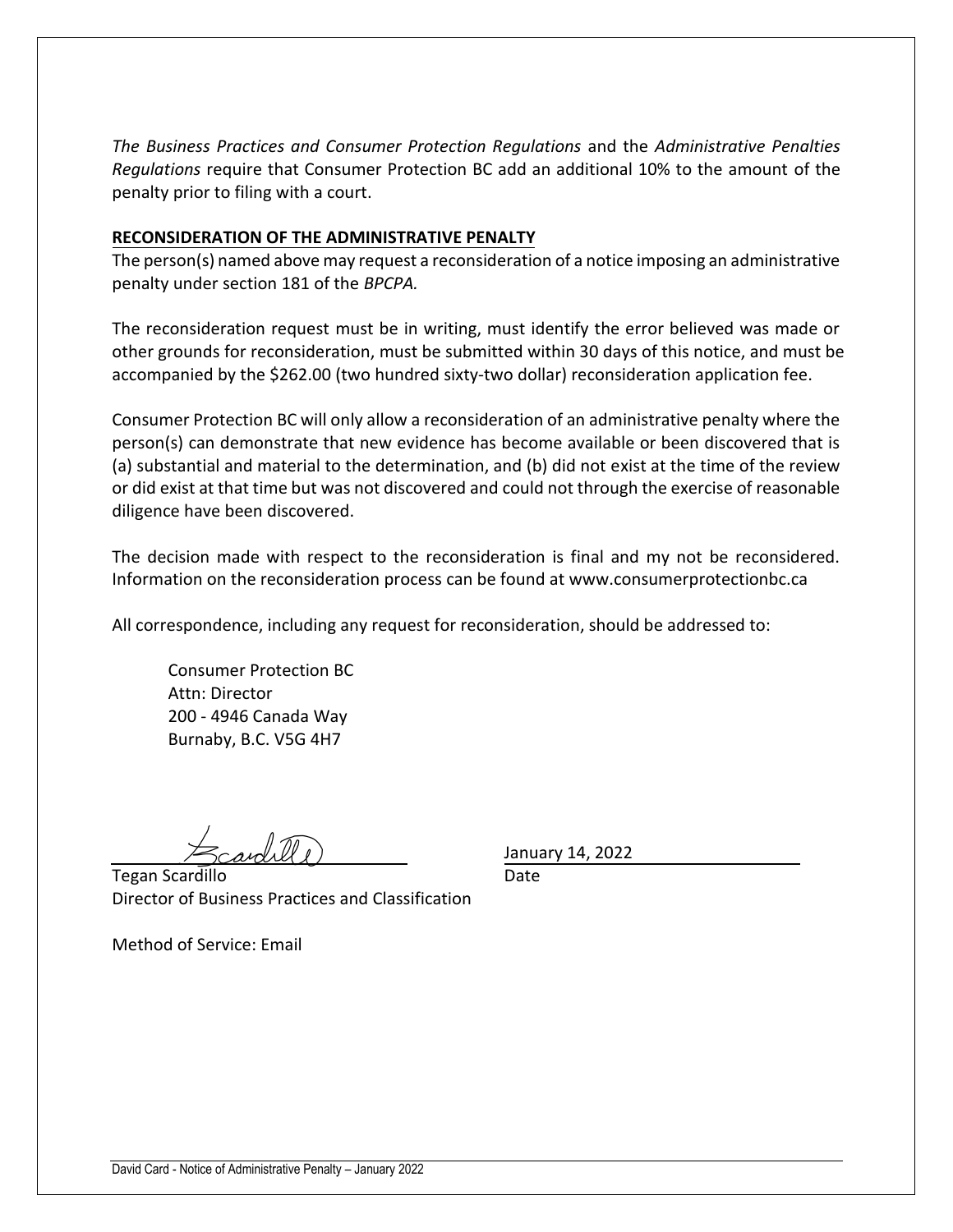*The Business Practices and Consumer Protection Regulations* and the *Administrative Penalties Regulations* require that Consumer Protection BC add an additional 10% to the amount of the penalty prior to filing with a court.

**RECONSIDERATION OF THE ADMINISTRATIVE PENALTY**

The person(s) named above may request a reconsideration of a notice imposing an administrative penalty under section 181 of the *BPCPA.*

The reconsideration request must be in writing, must identify the error believed was made or other grounds for reconsideration, must be submitted within 30 days of this notice, and must be accompanied by the $262.00 (two hundred sixty-two dollar) reconsideration application fee.

Consumer Protection BC will only allow a reconsideration of an administrative penalty where the person(s) can demonstrate that new evidence has become available or been discovered that is (a) substantial and material to the determination, and (b) did not exist at the time of the review or did exist at that time but was not discovered and could not through the exercise of reasonable diligence have been discovered.

The decision made with respect to the reconsideration is final and my not be reconsidered. Information on the reconsideration process can be found at www.consumerprotectionbc.ca

All correspondence, including any request for reconsideration, should be addressed to:

Consumer Protection BC
Attn: Director
200 - 4946 Canada Way
Burnaby, B.C. V5G 4H7

Tegan Scardillo
Director of Business Practices and Classification

January 14, 2022
Date

Method of Service: Email